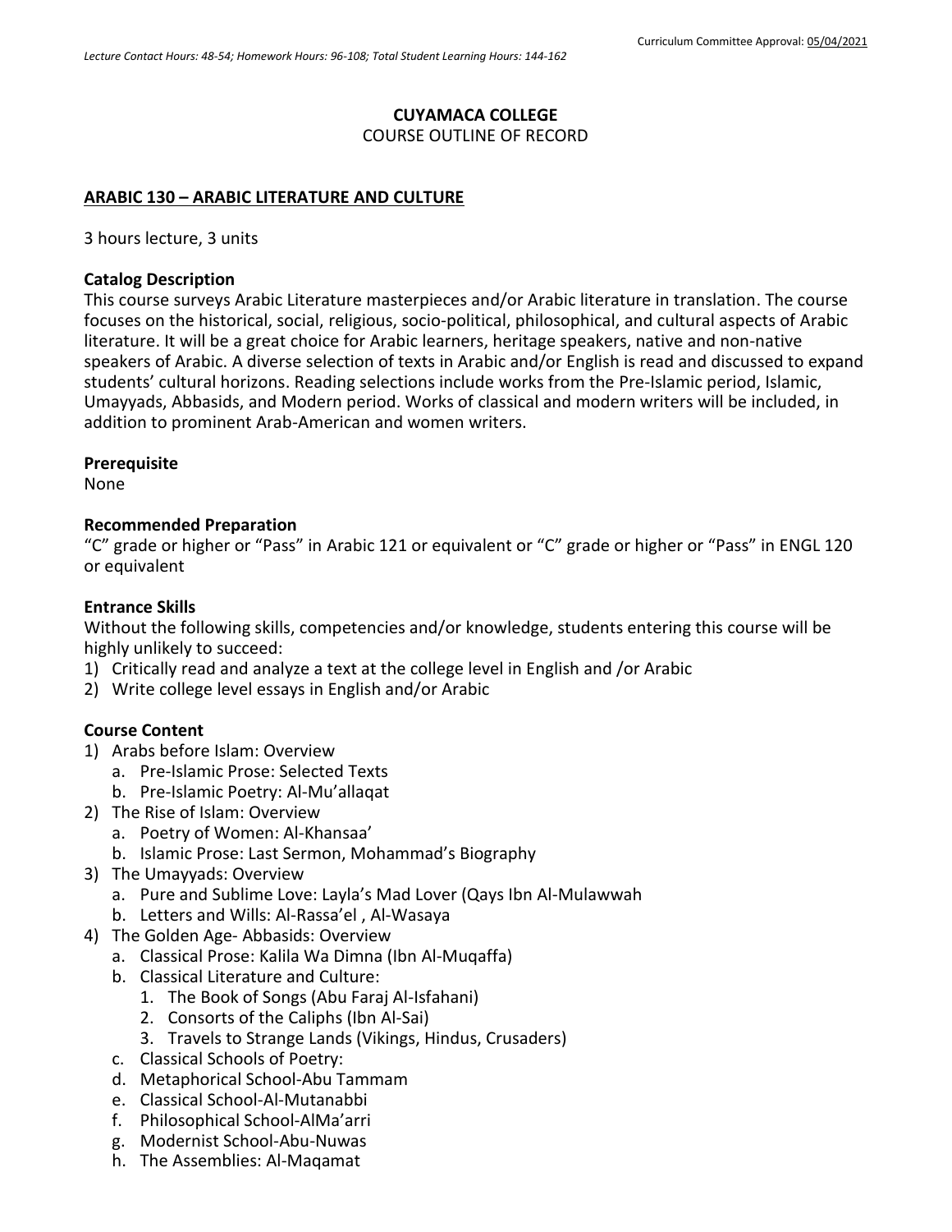*Lecture Contact Hours: 48-54; Homework Hours: 96-108; Total Student Learning Hours: 144-162*

Curriculum Committee Approval: 05/04/2021

**CUYAMACA COLLEGE**
COURSE OUTLINE OF RECORD

**ARABIC 130 – ARABIC LITERATURE AND CULTURE**

3 hours lecture, 3 units

**Catalog Description**
This course surveys Arabic Literature masterpieces and/or Arabic literature in translation. The course focuses on the historical, social, religious, socio-political, philosophical, and cultural aspects of Arabic literature. It will be a great choice for Arabic learners, heritage speakers, native and non-native speakers of Arabic. A diverse selection of texts in Arabic and/or English is read and discussed to expand students' cultural horizons. Reading selections include works from the Pre-Islamic period, Islamic, Umayyads, Abbasids, and Modern period. Works of classical and modern writers will be included, in addition to prominent Arab-American and women writers.

**Prerequisite**
None

**Recommended Preparation**
"C" grade or higher or "Pass" in Arabic 121 or equivalent or "C" grade or higher or "Pass" in ENGL 120 or equivalent

**Entrance Skills**
Without the following skills, competencies and/or knowledge, students entering this course will be highly unlikely to succeed:
1) Critically read and analyze a text at the college level in English and /or Arabic
2) Write college level essays in English and/or Arabic

**Course Content**
1) Arabs before Islam: Overview
   a. Pre-Islamic Prose: Selected Texts
   b. Pre-Islamic Poetry: Al-Mu'allaqat
2) The Rise of Islam: Overview
   a. Poetry of Women: Al-Khansaa'
   b. Islamic Prose: Last Sermon, Mohammad's Biography
3) The Umayyads: Overview
   a. Pure and Sublime Love: Layla's Mad Lover (Qays Ibn Al-Mulawwah
   b. Letters and Wills: Al-Rassa'el , Al-Wasaya
4) The Golden Age- Abbasids: Overview
   a. Classical Prose: Kalila Wa Dimna (Ibn Al-Muqaffa)
   b. Classical Literature and Culture:
      1. The Book of Songs (Abu Faraj Al-Isfahani)
      2. Consorts of the Caliphs (Ibn Al-Sai)
      3. Travels to Strange Lands (Vikings, Hindus, Crusaders)
   c. Classical Schools of Poetry:
   d. Metaphorical School-Abu Tammam
   e. Classical School-Al-Mutanabbi
   f. Philosophical School-AlMa'arri
   g. Modernist School-Abu-Nuwas
   h. The Assemblies: Al-Maqamat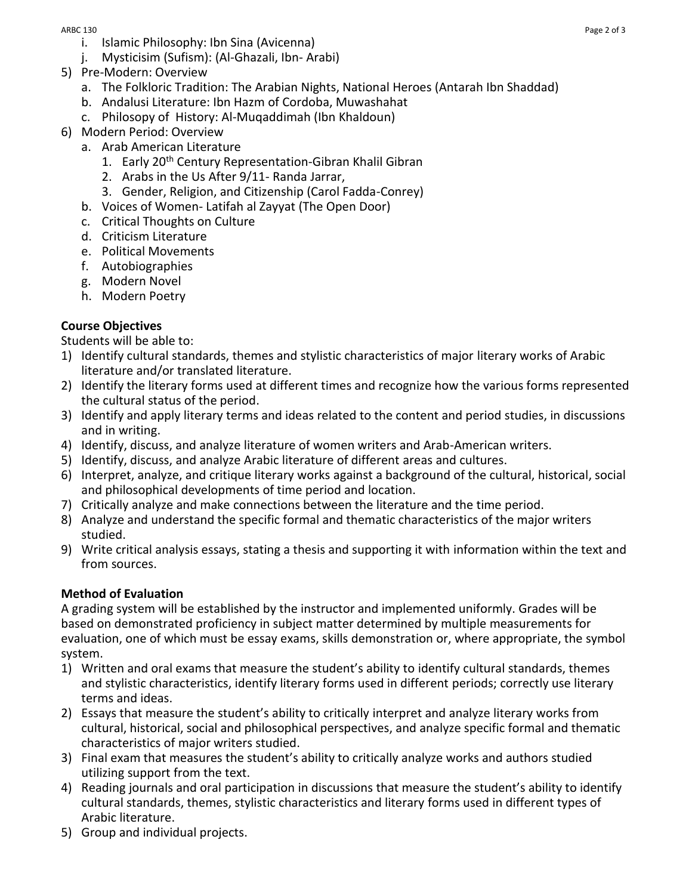i. Islamic Philosophy: Ibn Sina (Avicenna)
   j. Mysticisim (Sufism): (Al-Ghazali, Ibn- Arabi)
5) Pre-Modern: Overview
   a. The Folkloric Tradition: The Arabian Nights, National Heroes (Antarah Ibn Shaddad)
   b. Andalusi Literature: Ibn Hazm of Cordoba, Muwashahat
   c. Philosopy of History: Al-Muqaddimah (Ibn Khaldoun)
6) Modern Period: Overview
   a. Arab American Literature
      1. Early 20th Century Representation-Gibran Khalil Gibran
      2. Arabs in the Us After 9/11- Randa Jarrar,
      3. Gender, Religion, and Citizenship (Carol Fadda-Conrey)
   b. Voices of Women- Latifah al Zayyat (The Open Door)
   c. Critical Thoughts on Culture
   d. Criticism Literature
   e. Political Movements
   f. Autobiographies
   g. Modern Novel
   h. Modern Poetry

**Course Objectives**

Students will be able to:

1) Identify cultural standards, themes and stylistic characteristics of major literary works of Arabic literature and/or translated literature.
2) Identify the literary forms used at different times and recognize how the various forms represented the cultural status of the period.
3) Identify and apply literary terms and ideas related to the content and period studies, in discussions and in writing.
4) Identify, discuss, and analyze literature of women writers and Arab-American writers.
5) Identify, discuss, and analyze Arabic literature of different areas and cultures.
6) Interpret, analyze, and critique literary works against a background of the cultural, historical, social and philosophical developments of time period and location.
7) Critically analyze and make connections between the literature and the time period.
8) Analyze and understand the specific formal and thematic characteristics of the major writers studied.
9) Write critical analysis essays, stating a thesis and supporting it with information within the text and from sources.

**Method of Evaluation**

A grading system will be established by the instructor and implemented uniformly. Grades will be based on demonstrated proficiency in subject matter determined by multiple measurements for evaluation, one of which must be essay exams, skills demonstration or, where appropriate, the symbol system.

1) Written and oral exams that measure the student's ability to identify cultural standards, themes and stylistic characteristics, identify literary forms used in different periods; correctly use literary terms and ideas.
2) Essays that measure the student's ability to critically interpret and analyze literary works from cultural, historical, social and philosophical perspectives, and analyze specific formal and thematic characteristics of major writers studied.
3) Final exam that measures the student's ability to critically analyze works and authors studied utilizing support from the text.
4) Reading journals and oral participation in discussions that measure the student's ability to identify cultural standards, themes, stylistic characteristics and literary forms used in different types of Arabic literature.
5) Group and individual projects.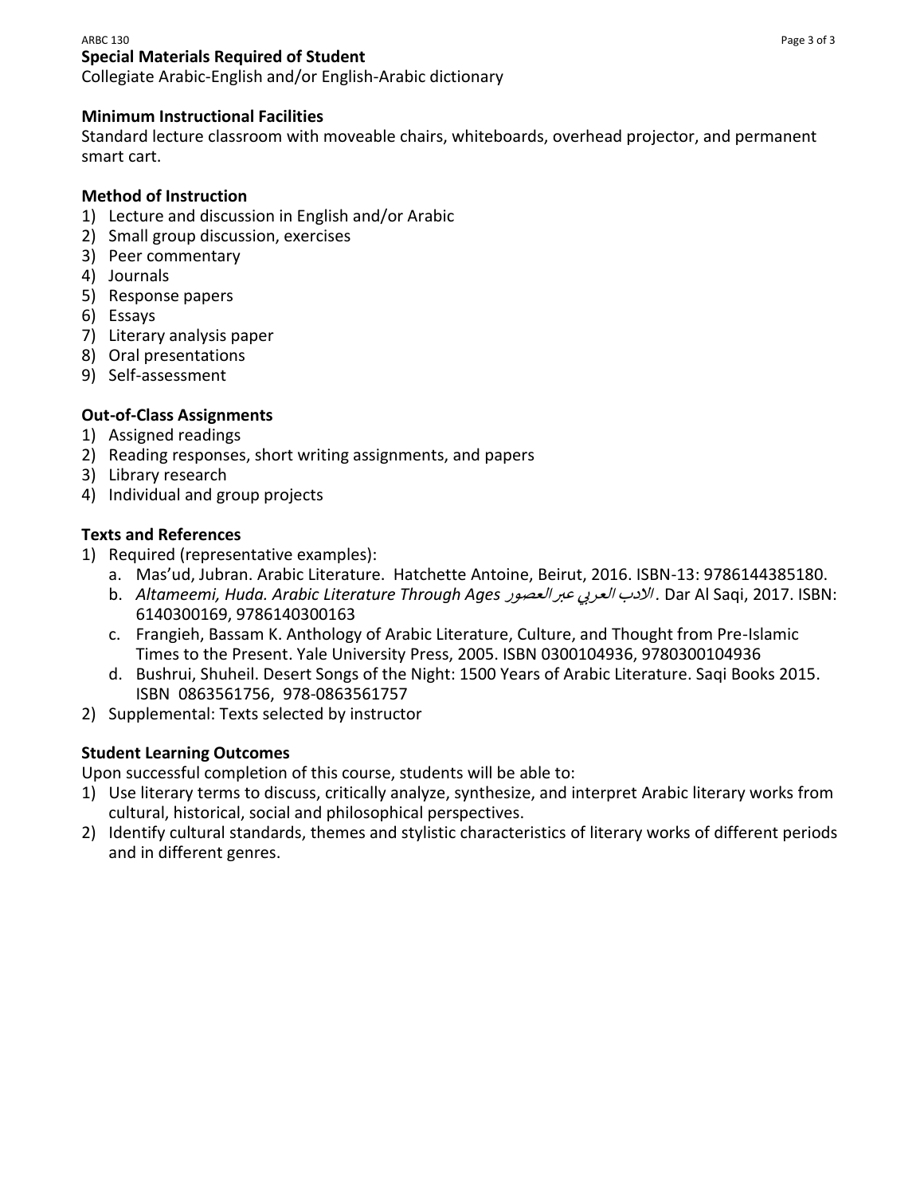**Special Materials Required of Student**

Collegiate Arabic-English and/or English-Arabic dictionary

**Minimum Instructional Facilities**

Standard lecture classroom with moveable chairs, whiteboards, overhead projector, and permanent smart cart.

**Method of Instruction**

1) Lecture and discussion in English and/or Arabic
2) Small group discussion, exercises
3) Peer commentary
4) Journals
5) Response papers
6) Essays
7) Literary analysis paper
8) Oral presentations
9) Self-assessment

**Out-of-Class Assignments**

1) Assigned readings
2) Reading responses, short writing assignments, and papers
3) Library research
4) Individual and group projects

**Texts and References**

1) Required (representative examples):
   a. Mas'ud, Jubran. Arabic Literature. Hatchette Antoine, Beirut, 2016. ISBN-13: 9786144385180.
   b. *Altameemi, Huda. Arabic Literature Through Ages الادب العربي عبر العصور*. Dar Al Saqi, 2017. ISBN: 6140300169, 9786140300163
   c. Frangieh, Bassam K. Anthology of Arabic Literature, Culture, and Thought from Pre-Islamic Times to the Present. Yale University Press, 2005. ISBN 0300104936, 9780300104936
   d. Bushrui, Shuheil. Desert Songs of the Night: 1500 Years of Arabic Literature. Saqi Books 2015. ISBN 0863561756, 978-0863561757
2) Supplemental: Texts selected by instructor

**Student Learning Outcomes**

Upon successful completion of this course, students will be able to:

1) Use literary terms to discuss, critically analyze, synthesize, and interpret Arabic literary works from cultural, historical, social and philosophical perspectives.
2) Identify cultural standards, themes and stylistic characteristics of literary works of different periods and in different genres.